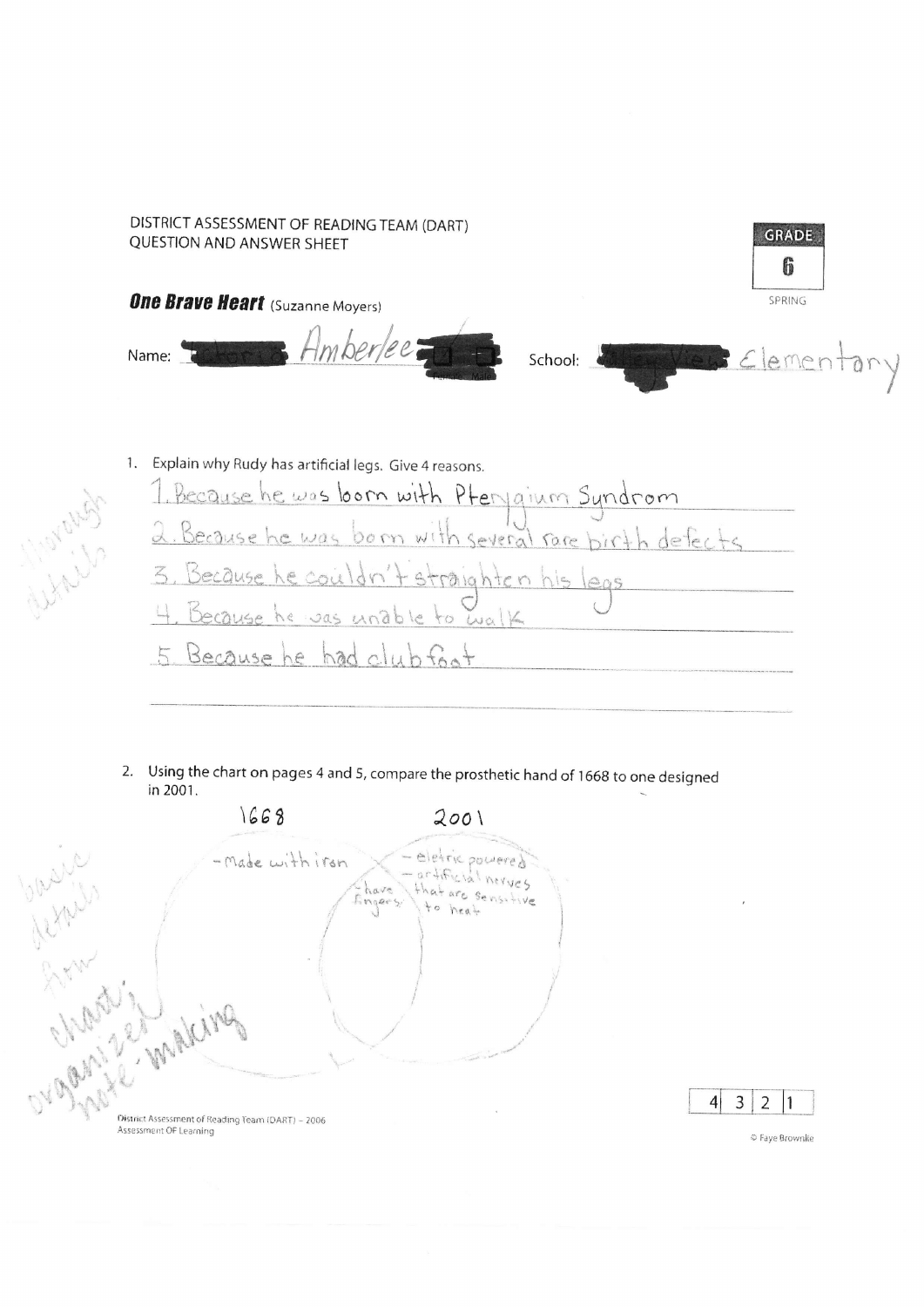DISTRICT ASSESSMENT OF READING TEAM (DART)
QUESTION AND ANSWER SHEET

**GRADE 6**
SPRING

***One Brave Heart*** (Suzanne Moyers)

Name: Amberlee

School: Elementary

1. Explain why Rudy has artificial legs. Give 4 reasons.

   1. Because he was born with Pterygium Syndrom
   2. Because he was born with several rare birth defects
   3. Because he couldn't straighten his legs
   4. Because he was unable to walk
   5. Because he had club foot

*thorough details*

2. Using the chart on pages 4 and 5, compare the prosthetic hand of 1668 to one designed in 2001.

| 1668 | Both | 2001 |
| --- | --- | --- |
| - made with iron | - have fingers | - eletric powered<br>- artificial nerves that are sensitive to heat |

*basic details from chart; organized note-making*

| 4 | 3 | 2 | 1 |
| --- | --- | --- | --- |

District Assessment of Reading Team (DART) – 2006
Assessment OF Learning

© Faye Brownlie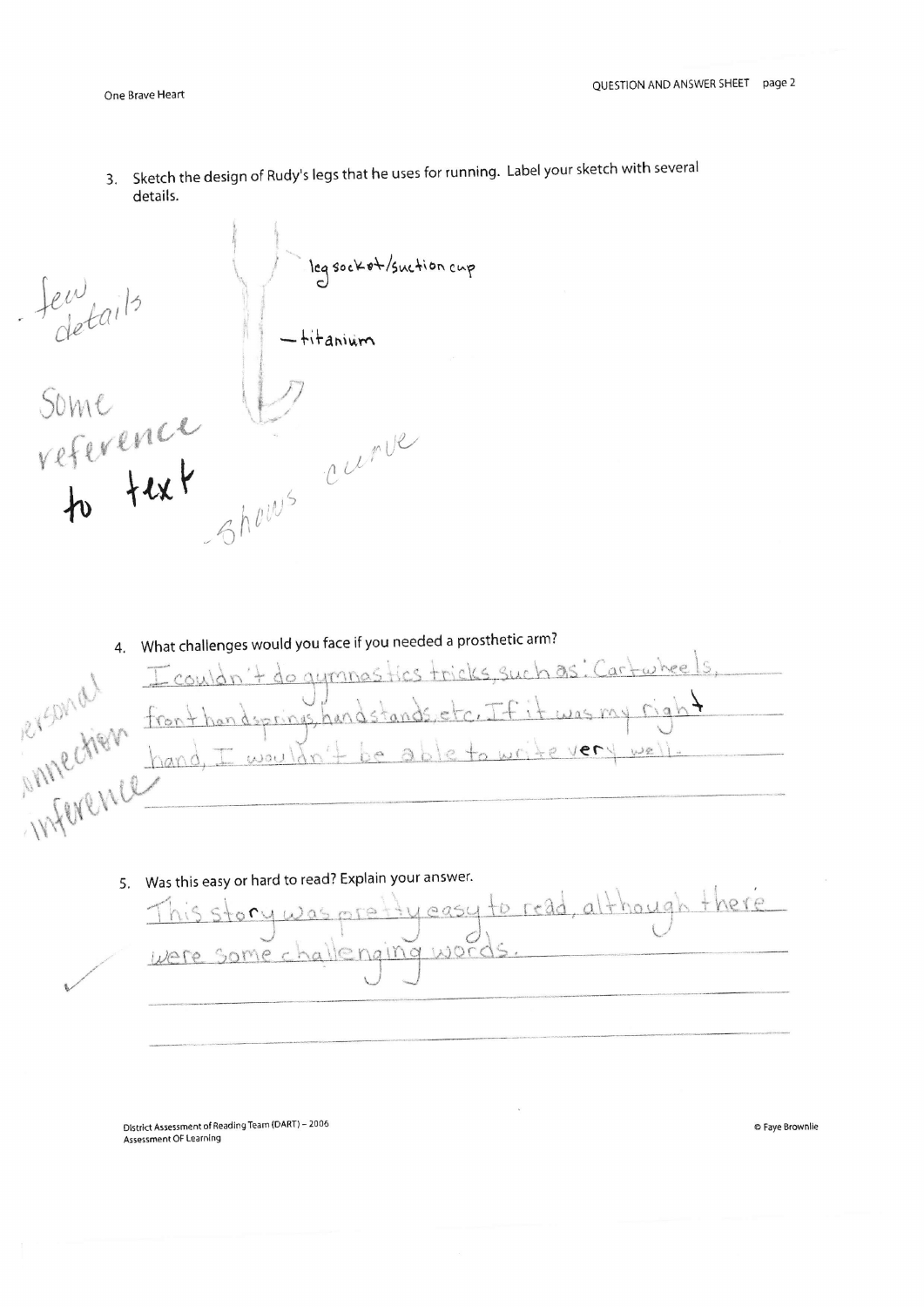3. Sketch the design of Rudy's legs that he uses for running. Label your sketch with several details.

leg socket/suction cup

— titanium

few details

Some reference to text

shows curve

4. What challenges would you face if you needed a prosthetic arm?

I couldn't do gymnastics tricks, such as: Cartwheels, front handsprings, handstands, etc. If it was my right hand, I wouldn't be able to write very well.

personal connection inference

5. Was this easy or hard to read? Explain your answer.

This story was pretty easy to read, although there were some challenging words.

✓

District Assessment of Reading Team (DART) – 2006
Assessment OF Learning

© Faye Brownlie